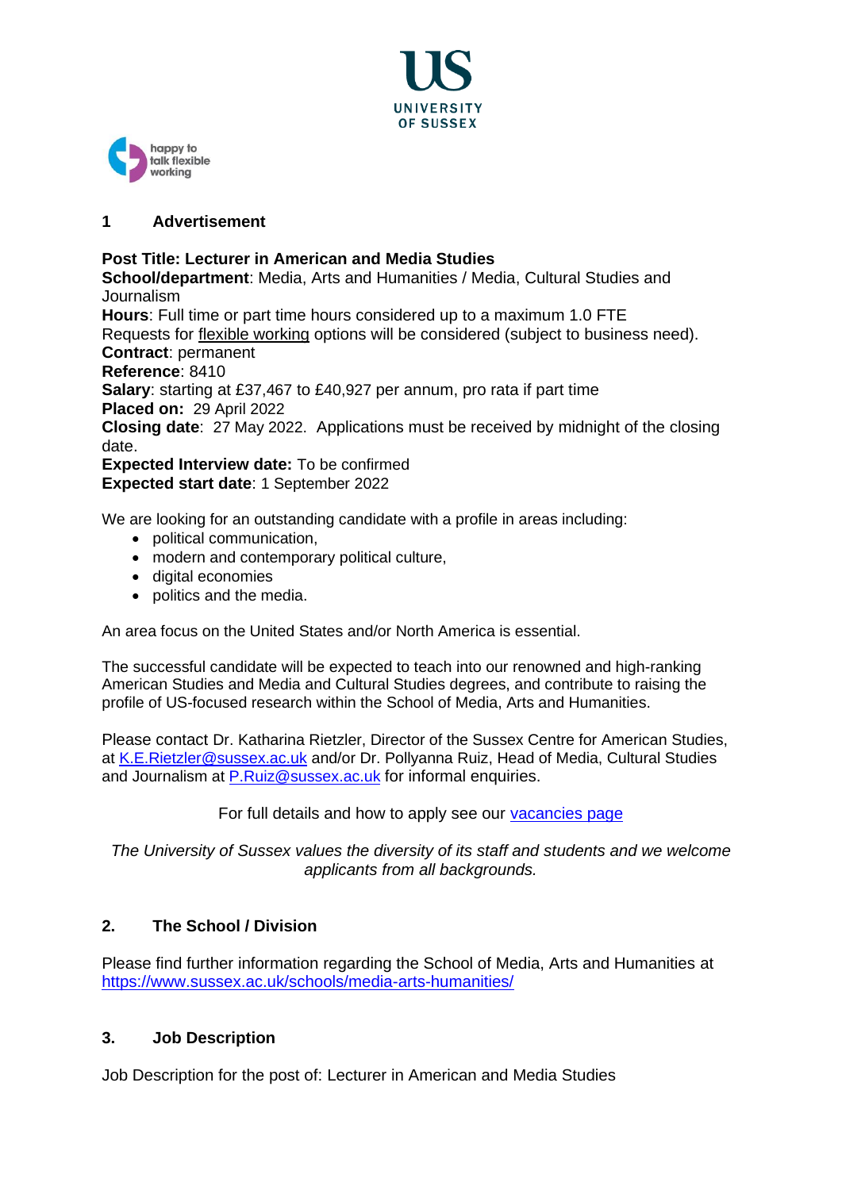UNIVERSITY OF SUSSEX

happy to talk flexible working

## 1 Advertisement

**Post Title: Lecturer in American and Media Studies**
**School/department**: Media, Arts and Humanities / Media, Cultural Studies and Journalism
**Hours**: Full time or part time hours considered up to a maximum 1.0 FTE
Requests for flexible working options will be considered (subject to business need).
**Contract**: permanent
**Reference**: 8410
**Salary**: starting at £37,467 to £40,927 per annum, pro rata if part time
**Placed on:** 29 April 2022
**Closing date**: 27 May 2022. Applications must be received by midnight of the closing date.
**Expected Interview date:** To be confirmed
**Expected start date**: 1 September 2022

We are looking for an outstanding candidate with a profile in areas including:

- political communication,
- modern and contemporary political culture,
- digital economies
- politics and the media.

An area focus on the United States and/or North America is essential.

The successful candidate will be expected to teach into our renowned and high-ranking American Studies and Media and Cultural Studies degrees, and contribute to raising the profile of US-focused research within the School of Media, Arts and Humanities.

Please contact Dr. Katharina Rietzler, Director of the Sussex Centre for American Studies, at K.E.Rietzler@sussex.ac.uk and/or Dr. Pollyanna Ruiz, Head of Media, Cultural Studies and Journalism at P.Ruiz@sussex.ac.uk for informal enquiries.

For full details and how to apply see our vacancies page

*The University of Sussex values the diversity of its staff and students and we welcome applicants from all backgrounds.*

## 2. The School / Division

Please find further information regarding the School of Media, Arts and Humanities at https://www.sussex.ac.uk/schools/media-arts-humanities/

## 3. Job Description

Job Description for the post of: Lecturer in American and Media Studies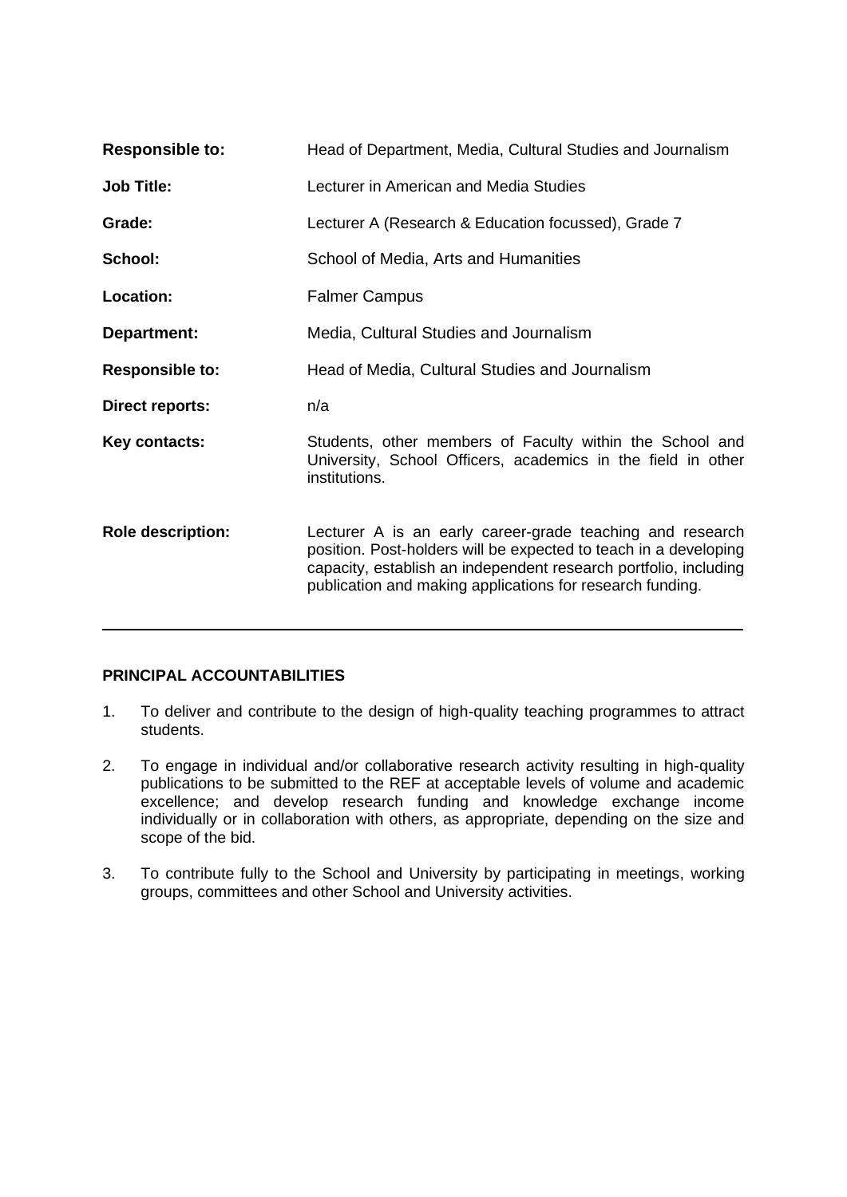| | |
|---|---|
| **Responsible to:** | Head of Department, Media, Cultural Studies and Journalism |
| **Job Title:** | Lecturer in American and Media Studies |
| **Grade:** | Lecturer A (Research & Education focussed), Grade 7 |
| **School:** | School of Media, Arts and Humanities |
| **Location:** | Falmer Campus |
| **Department:** | Media, Cultural Studies and Journalism |
| **Responsible to:** | Head of Media, Cultural Studies and Journalism |
| **Direct reports:** | n/a |
| **Key contacts:** | Students, other members of Faculty within the School and University, School Officers, academics in the field in other institutions. |
| **Role description:** | Lecturer A is an early career-grade teaching and research position. Post-holders will be expected to teach in a developing capacity, establish an independent research portfolio, including publication and making applications for research funding. |

---

**PRINCIPAL ACCOUNTABILITIES**

1. To deliver and contribute to the design of high-quality teaching programmes to attract students.

2. To engage in individual and/or collaborative research activity resulting in high-quality publications to be submitted to the REF at acceptable levels of volume and academic excellence; and develop research funding and knowledge exchange income individually or in collaboration with others, as appropriate, depending on the size and scope of the bid.

3. To contribute fully to the School and University by participating in meetings, working groups, committees and other School and University activities.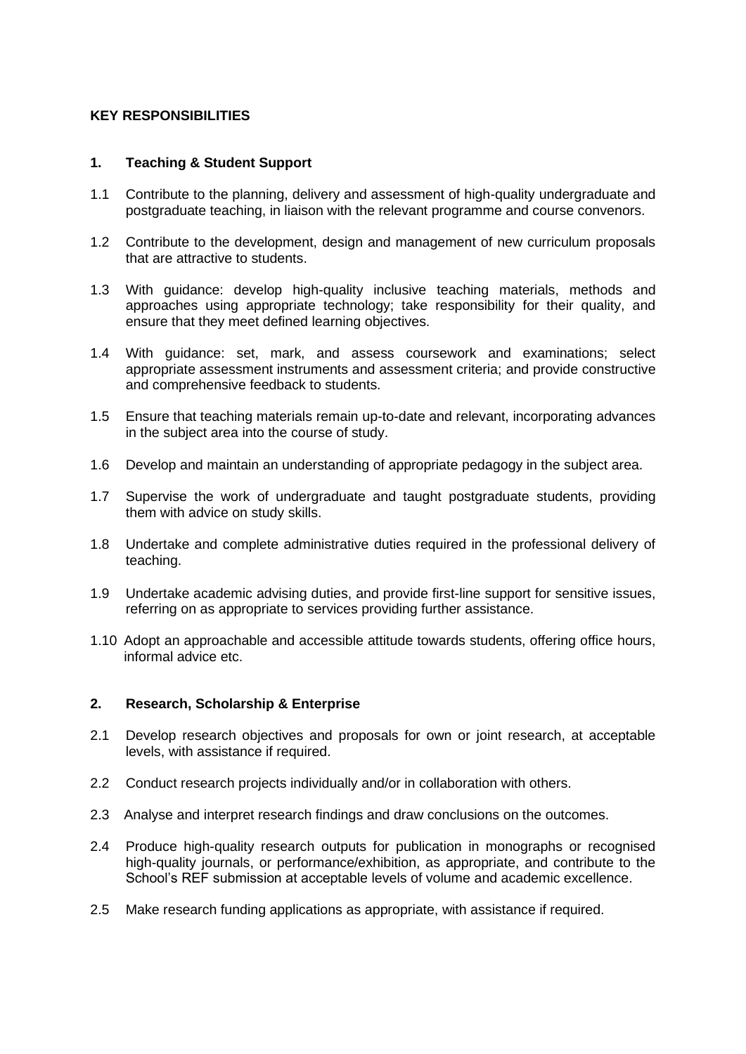**KEY RESPONSIBILITIES**

**1. Teaching & Student Support**

1.1 Contribute to the planning, delivery and assessment of high-quality undergraduate and postgraduate teaching, in liaison with the relevant programme and course convenors.

1.2 Contribute to the development, design and management of new curriculum proposals that are attractive to students.

1.3 With guidance: develop high-quality inclusive teaching materials, methods and approaches using appropriate technology; take responsibility for their quality, and ensure that they meet defined learning objectives.

1.4 With guidance: set, mark, and assess coursework and examinations; select appropriate assessment instruments and assessment criteria; and provide constructive and comprehensive feedback to students.

1.5 Ensure that teaching materials remain up-to-date and relevant, incorporating advances in the subject area into the course of study.

1.6 Develop and maintain an understanding of appropriate pedagogy in the subject area.

1.7 Supervise the work of undergraduate and taught postgraduate students, providing them with advice on study skills.

1.8 Undertake and complete administrative duties required in the professional delivery of teaching.

1.9 Undertake academic advising duties, and provide first-line support for sensitive issues, referring on as appropriate to services providing further assistance.

1.10 Adopt an approachable and accessible attitude towards students, offering office hours, informal advice etc.

**2. Research, Scholarship & Enterprise**

2.1 Develop research objectives and proposals for own or joint research, at acceptable levels, with assistance if required.

2.2 Conduct research projects individually and/or in collaboration with others.

2.3 Analyse and interpret research findings and draw conclusions on the outcomes.

2.4 Produce high-quality research outputs for publication in monographs or recognised high-quality journals, or performance/exhibition, as appropriate, and contribute to the School's REF submission at acceptable levels of volume and academic excellence.

2.5 Make research funding applications as appropriate, with assistance if required.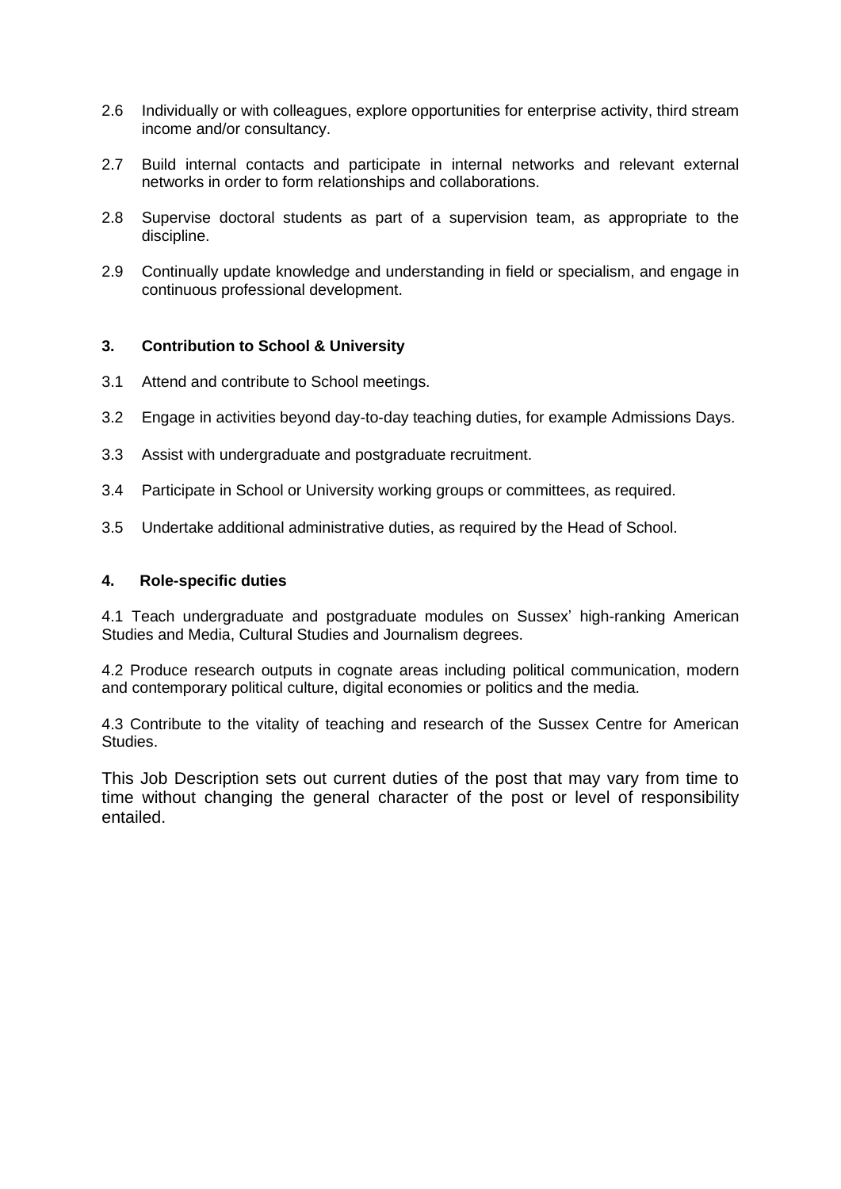2.6 Individually or with colleagues, explore opportunities for enterprise activity, third stream income and/or consultancy.

2.7 Build internal contacts and participate in internal networks and relevant external networks in order to form relationships and collaborations.

2.8 Supervise doctoral students as part of a supervision team, as appropriate to the discipline.

2.9 Continually update knowledge and understanding in field or specialism, and engage in continuous professional development.

### 3. Contribution to School & University

3.1 Attend and contribute to School meetings.

3.2 Engage in activities beyond day-to-day teaching duties, for example Admissions Days.

3.3 Assist with undergraduate and postgraduate recruitment.

3.4 Participate in School or University working groups or committees, as required.

3.5 Undertake additional administrative duties, as required by the Head of School.

### 4. Role-specific duties

4.1 Teach undergraduate and postgraduate modules on Sussex' high-ranking American Studies and Media, Cultural Studies and Journalism degrees.

4.2 Produce research outputs in cognate areas including political communication, modern and contemporary political culture, digital economies or politics and the media.

4.3 Contribute to the vitality of teaching and research of the Sussex Centre for American Studies.

This Job Description sets out current duties of the post that may vary from time to time without changing the general character of the post or level of responsibility entailed.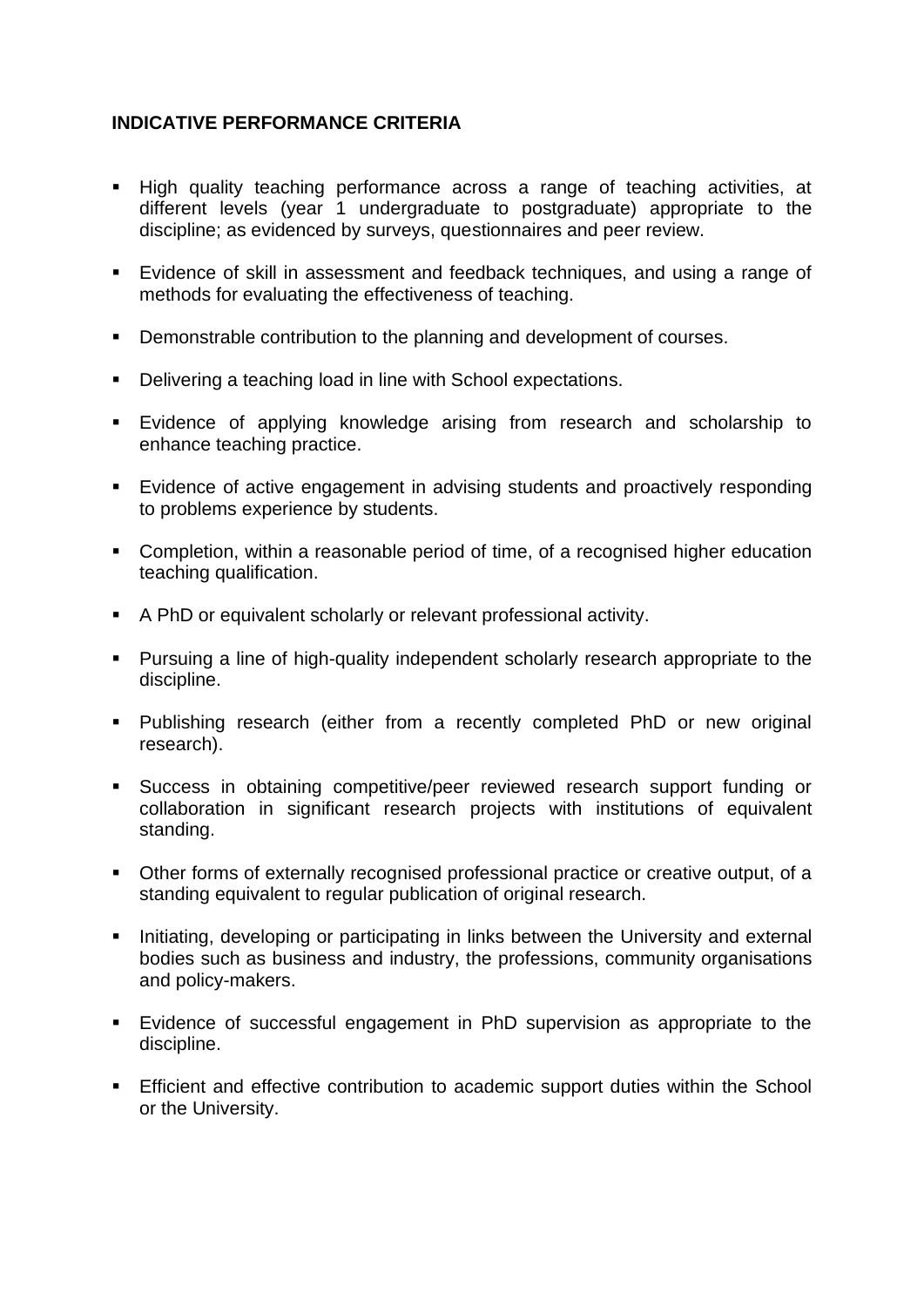**INDICATIVE PERFORMANCE CRITERIA**

- High quality teaching performance across a range of teaching activities, at different levels (year 1 undergraduate to postgraduate) appropriate to the discipline; as evidenced by surveys, questionnaires and peer review.
- Evidence of skill in assessment and feedback techniques, and using a range of methods for evaluating the effectiveness of teaching.
- Demonstrable contribution to the planning and development of courses.
- Delivering a teaching load in line with School expectations.
- Evidence of applying knowledge arising from research and scholarship to enhance teaching practice.
- Evidence of active engagement in advising students and proactively responding to problems experience by students.
- Completion, within a reasonable period of time, of a recognised higher education teaching qualification.
- A PhD or equivalent scholarly or relevant professional activity.
- Pursuing a line of high-quality independent scholarly research appropriate to the discipline.
- Publishing research (either from a recently completed PhD or new original research).
- Success in obtaining competitive/peer reviewed research support funding or collaboration in significant research projects with institutions of equivalent standing.
- Other forms of externally recognised professional practice or creative output, of a standing equivalent to regular publication of original research.
- Initiating, developing or participating in links between the University and external bodies such as business and industry, the professions, community organisations and policy-makers.
- Evidence of successful engagement in PhD supervision as appropriate to the discipline.
- Efficient and effective contribution to academic support duties within the School or the University.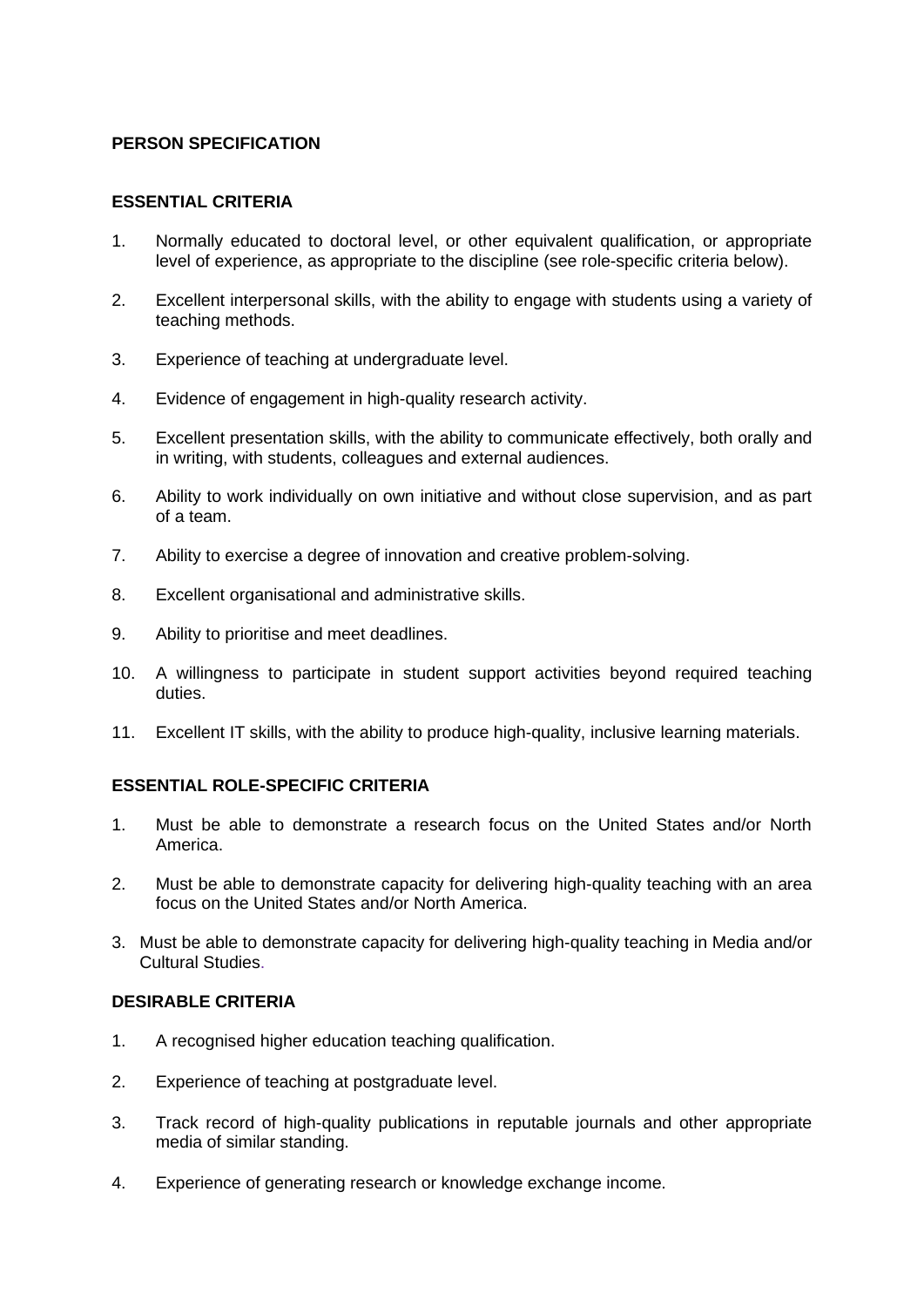**PERSON SPECIFICATION**

**ESSENTIAL CRITERIA**

1. Normally educated to doctoral level, or other equivalent qualification, or appropriate level of experience, as appropriate to the discipline (see role-specific criteria below).

2. Excellent interpersonal skills, with the ability to engage with students using a variety of teaching methods.

3. Experience of teaching at undergraduate level.

4. Evidence of engagement in high-quality research activity.

5. Excellent presentation skills, with the ability to communicate effectively, both orally and in writing, with students, colleagues and external audiences.

6. Ability to work individually on own initiative and without close supervision, and as part of a team.

7. Ability to exercise a degree of innovation and creative problem-solving.

8. Excellent organisational and administrative skills.

9. Ability to prioritise and meet deadlines.

10. A willingness to participate in student support activities beyond required teaching duties.

11. Excellent IT skills, with the ability to produce high-quality, inclusive learning materials.

**ESSENTIAL ROLE-SPECIFIC CRITERIA**

1. Must be able to demonstrate a research focus on the United States and/or North America.

2. Must be able to demonstrate capacity for delivering high-quality teaching with an area focus on the United States and/or North America.

3. Must be able to demonstrate capacity for delivering high-quality teaching in Media and/or Cultural Studies.

**DESIRABLE CRITERIA**

1. A recognised higher education teaching qualification.

2. Experience of teaching at postgraduate level.

3. Track record of high-quality publications in reputable journals and other appropriate media of similar standing.

4. Experience of generating research or knowledge exchange income.